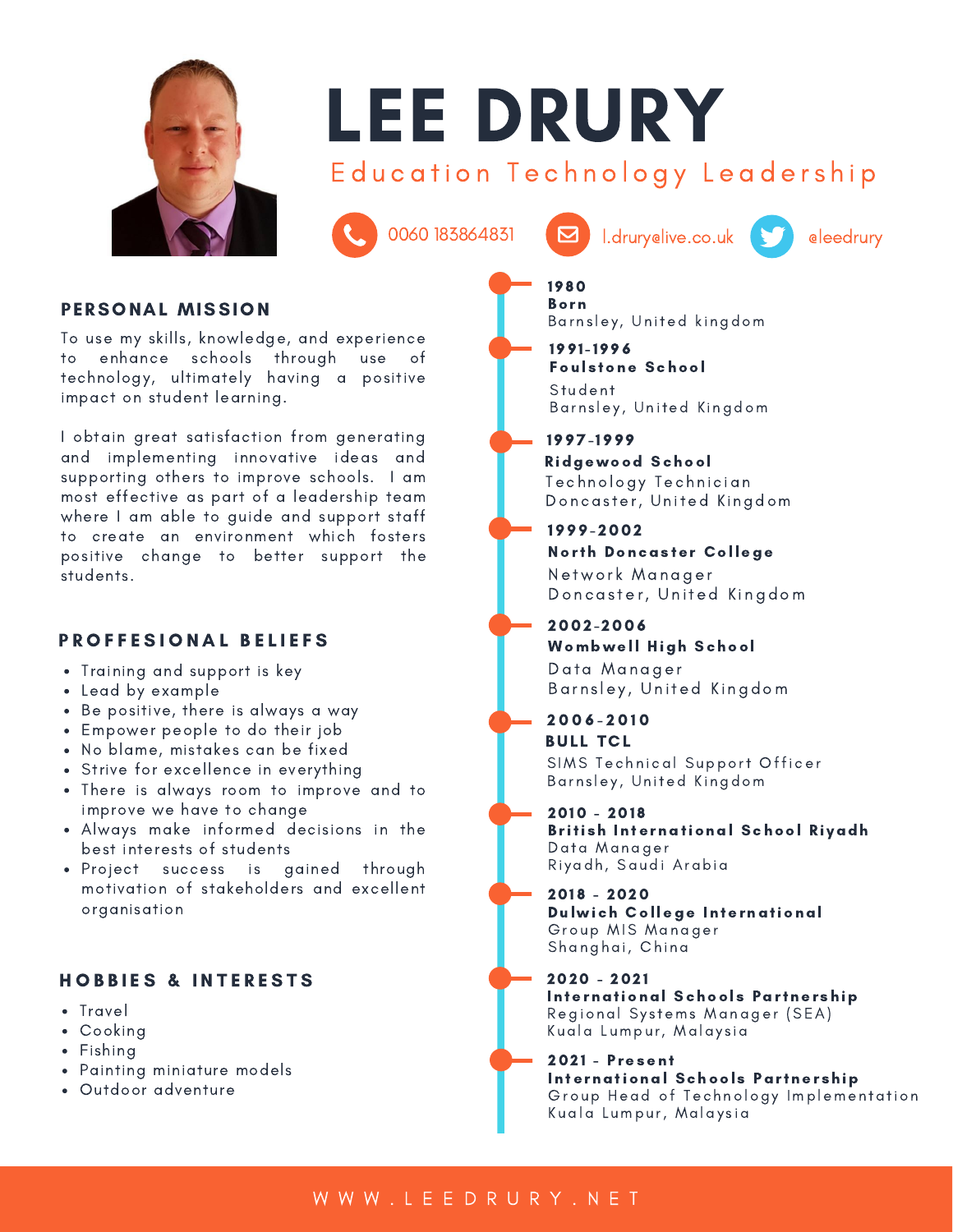# LEE DRURY

Education Technology Leadership

0060 183864831 | l.druryelive.co.uk | eleedrury

## PERSONAL MISSION

To use my skills, knowledge, and experience to enhance schools through use of technology, ultimately having a positive impact on student learning.

I obtain great satisfaction from generating and implementing innovative ideas and supporting others to improve schools. I am most effective as part of a leadership team where I am able to guide and support staff to create an environment which fosters positive change to better support the students.

## PROFFESIONAL BELIEFS

- Training and support is key
- Lead by example
- Be positive, there is always a way
- Empower people to do their job
- No blame, mistakes can be fixed
- Strive for excellence in everything
- There is always room to improve and to improve we have to change
- Always make informed decisions in the best interests of students
- Project success is gained through motivation of stakeholders and excellent organisation

## HOBBIES & INTERESTS

- Travel
- Cooking
- Fishing
- Painting miniature models
- Outdoor adventure

## TIMELINE

**1980**
**Born**
Barnsley, United kingdom

**1991-1996**
**Foulstone School**
Student
Barnsley, United Kingdom

**1997-1999**
**Ridgewood School**
Technology Technician
Doncaster, United Kingdom

**1999-2002**
**North Doncaster College**
Network Manager
Doncaster, United Kingdom

**2002-2006**
**Wombwell High School**
Data Manager
Barnsley, United Kingdom

**2006-2010**
**BULL TCL**
SIMS Technical Support Officer
Barnsley, United Kingdom

**2010 - 2018**
**British International School Riyadh**
Data Manager
Riyadh, Saudi Arabia

**2018 - 2020**
**Dulwich College International**
Group MIS Manager
Shanghai, China

**2020 - 2021**
**International Schools Partnership**
Regional Systems Manager (SEA)
Kuala Lumpur, Malaysia

**2021 - Present**
**International Schools Partnership**
Group Head of Technology Implementation
Kuala Lumpur, Malaysia

WWW.LEEDRURY.NET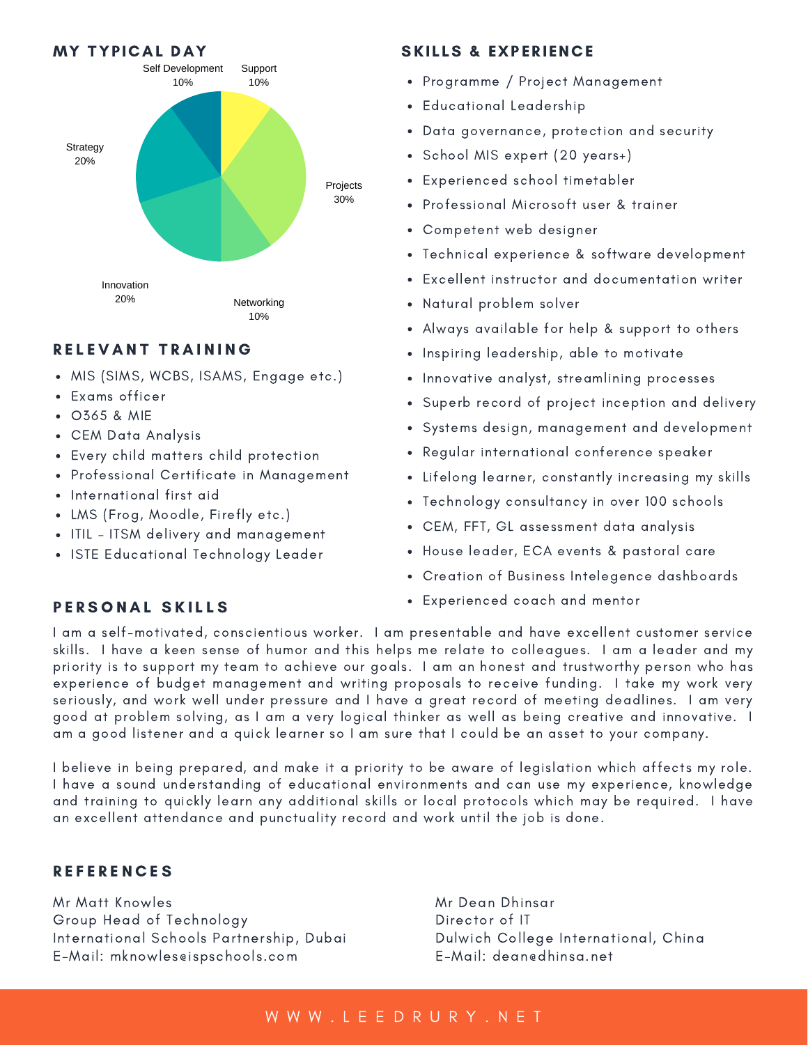## MY TYPICAL DAY

Self Development 10%
Support 10%
Strategy 20%
Projects 30%
Innovation 20%
Networking 10%

## RELEVANT TRAINING

- MIS (SIMS, WCBS, ISAMS, Engage etc.)
- Exams officer
- O365 & MIE
- CEM Data Analysis
- Every child matters child protection
- Professional Certificate in Management
- International first aid
- LMS (Frog, Moodle, Firefly etc.)
- ITIL - ITSM delivery and management
- ISTE Educational Technology Leader

## SKILLS & EXPERIENCE

- Programme / Project Management
- Educational Leadership
- Data governance, protection and security
- School MIS expert (20 years+)
- Experienced school timetabler
- Professional Microsoft user & trainer
- Competent web designer
- Technical experience & software development
- Excellent instructor and documentation writer
- Natural problem solver
- Always available for help & support to others
- Inspiring leadership, able to motivate
- Innovative analyst, streamlining processes
- Superb record of project inception and delivery
- Systems design, management and development
- Regular international conference speaker
- Lifelong learner, constantly increasing my skills
- Technology consultancy in over 100 schools
- CEM, FFT, GL assessment data analysis
- House leader, ECA events & pastoral care
- Creation of Business Intelegence dashboards
- Experienced coach and mentor

## PERSONAL SKILLS

I am a self-motivated, conscientious worker. I am presentable and have excellent customer service skills. I have a keen sense of humor and this helps me relate to colleagues. I am a leader and my priority is to support my team to achieve our goals. I am an honest and trustworthy person who has experience of budget management and writing proposals to receive funding. I take my work very seriously, and work well under pressure and I have a great record of meeting deadlines. I am very good at problem solving, as I am a very logical thinker as well as being creative and innovative. I am a good listener and a quick learner so I am sure that I could be an asset to your company.

I believe in being prepared, and make it a priority to be aware of legislation which affects my role. I have a sound understanding of educational environments and can use my experience, knowledge and training to quickly learn any additional skills or local protocols which may be required. I have an excellent attendance and punctuality record and work until the job is done.

## REFERENCES

Mr Matt Knowles
Group Head of Technology
International Schools Partnership, Dubai
E-Mail: mknowles@ispschools.com

Mr Dean Dhinsar
Director of IT
Dulwich College International, China
E-Mail: dean@dhinsa.net

WWW.LEEDRURY.NET